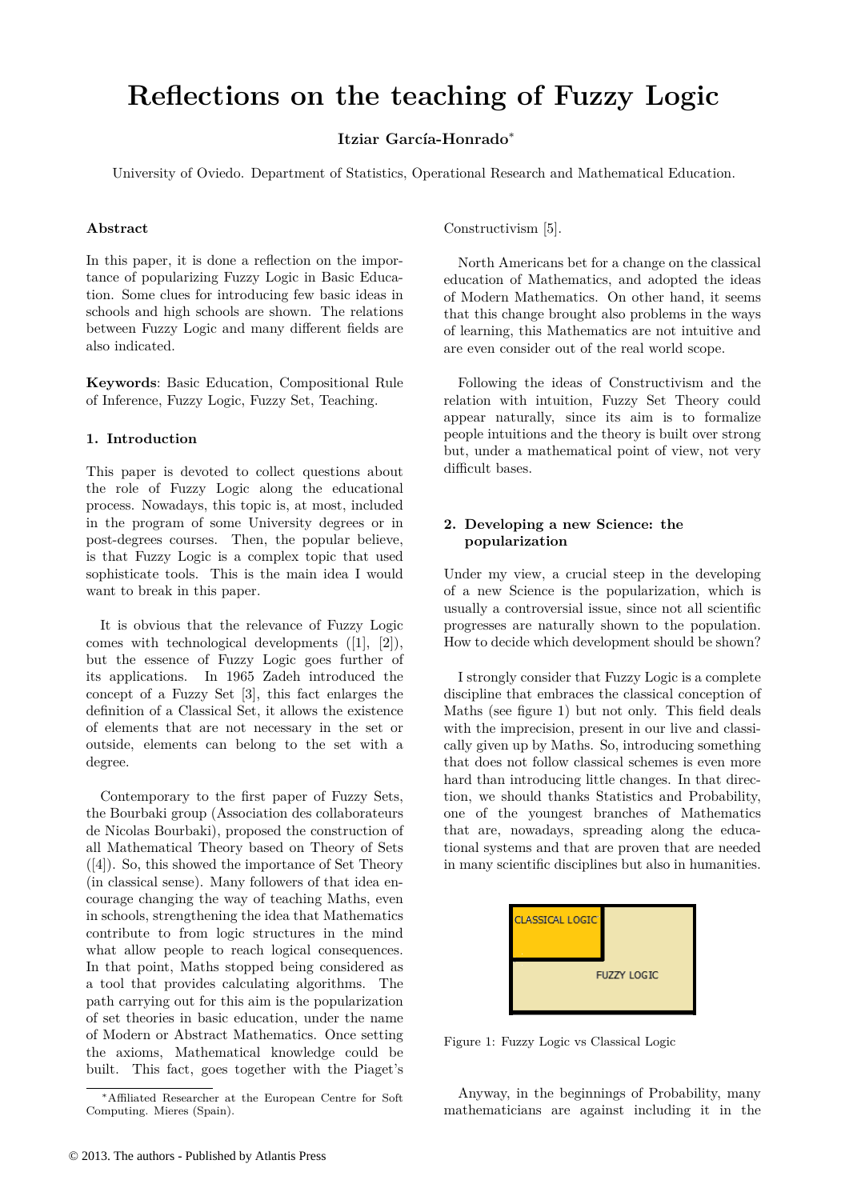# Reflections on the teaching of Fuzzy Logic

**Itziar García-Honrado***

University of Oviedo. Department of Statistics, Operational Research and Mathematical Education.

### Abstract

In this paper, it is done a reflection on the importance of popularizing Fuzzy Logic in Basic Education. Some clues for introducing few basic ideas in schools and high schools are shown. The relations between Fuzzy Logic and many different fields are also indicated.

**Keywords**: Basic Education, Compositional Rule of Inference, Fuzzy Logic, Fuzzy Set, Teaching.

## 1. Introduction

This paper is devoted to collect questions about the role of Fuzzy Logic along the educational process. Nowadays, this topic is, at most, included in the program of some University degrees or in post-degrees courses. Then, the popular believe, is that Fuzzy Logic is a complex topic that used sophisticate tools. This is the main idea I would want to break in this paper.

It is obvious that the relevance of Fuzzy Logic comes with technological developments ([1], [2]), but the essence of Fuzzy Logic goes further of its applications. In 1965 Zadeh introduced the concept of a Fuzzy Set [3], this fact enlarges the definition of a Classical Set, it allows the existence of elements that are not necessary in the set or outside, elements can belong to the set with a degree.

Contemporary to the first paper of Fuzzy Sets, the Bourbaki group (Association des collaborateurs de Nicolas Bourbaki), proposed the construction of all Mathematical Theory based on Theory of Sets ([4]). So, this showed the importance of Set Theory (in classical sense). Many followers of that idea encourage changing the way of teaching Maths, even in schools, strengthening the idea that Mathematics contribute to from logic structures in the mind what allow people to reach logical consequences. In that point, Maths stopped being considered as a tool that provides calculating algorithms. The path carrying out for this aim is the popularization of set theories in basic education, under the name of Modern or Abstract Mathematics. Once setting the axioms, Mathematical knowledge could be built. This fact, goes together with the Piaget's Constructivism [5].

North Americans bet for a change on the classical education of Mathematics, and adopted the ideas of Modern Mathematics. On other hand, it seems that this change brought also problems in the ways of learning, this Mathematics are not intuitive and are even consider out of the real world scope.

Following the ideas of Constructivism and the relation with intuition, Fuzzy Set Theory could appear naturally, since its aim is to formalize people intuitions and the theory is built over strong but, under a mathematical point of view, not very difficult bases.

## 2. Developing a new Science: the popularization

Under my view, a crucial steep in the developing of a new Science is the popularization, which is usually a controversial issue, since not all scientific progresses are naturally shown to the population. How to decide which development should be shown?

I strongly consider that Fuzzy Logic is a complete discipline that embraces the classical conception of Maths (see figure 1) but not only. This field deals with the imprecision, present in our live and classically given up by Maths. So, introducing something that does not follow classical schemes is even more hard than introducing little changes. In that direction, we should thanks Statistics and Probability, one of the youngest branches of Mathematics that are, nowadays, spreading along the educational systems and that are proven that are needed in many scientific disciplines but also in humanities.

CLASSICAL LOGIC

FUZZY LOGIC

Figure 1: Fuzzy Logic vs Classical Logic

Anyway, in the beginnings of Probability, many mathematicians are against including it in the

*Affiliated Researcher at the European Centre for Soft Computing. Mieres (Spain).

© 2013. The authors - Published by Atlantis Press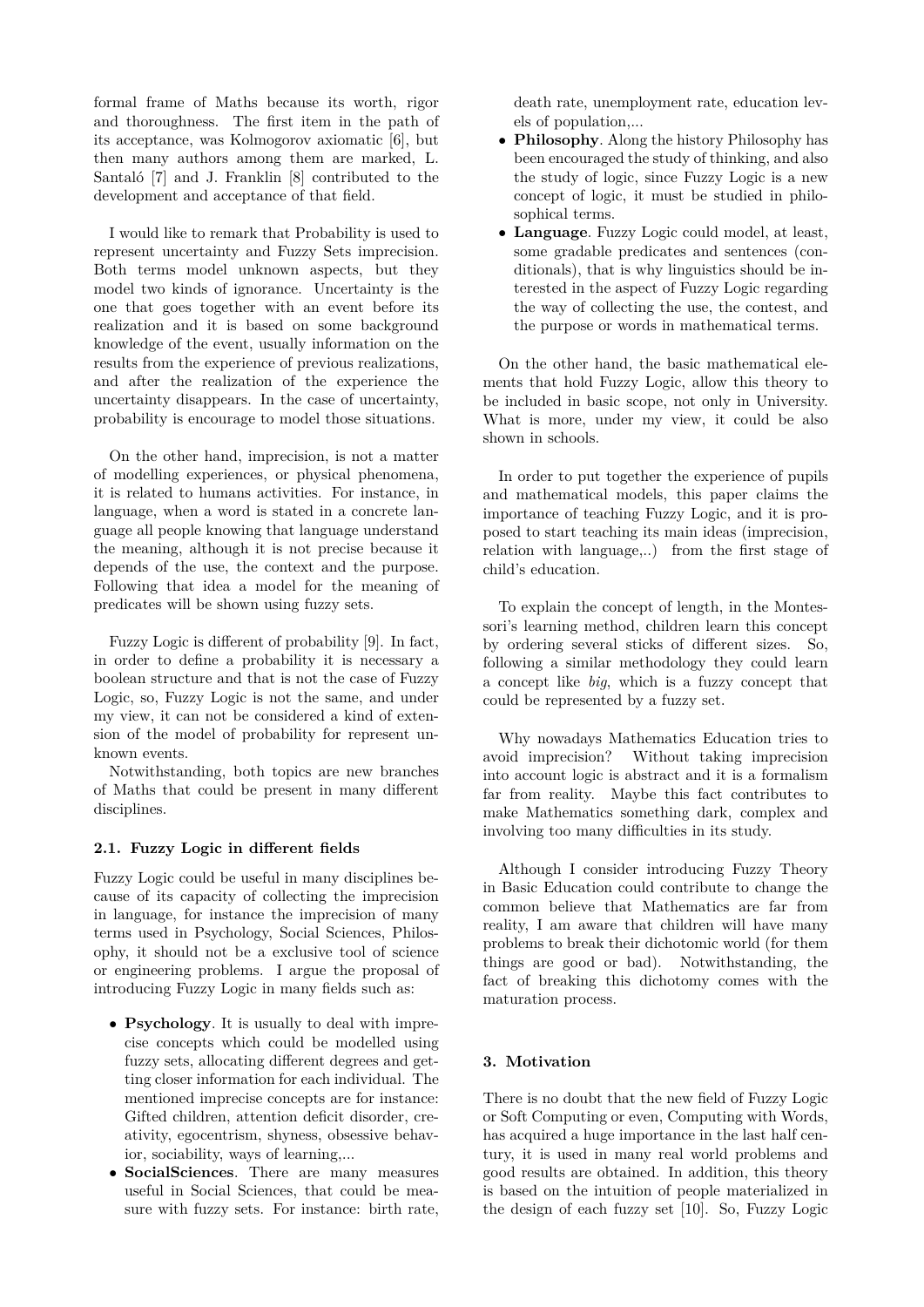formal frame of Maths because its worth, rigor and thoroughness. The first item in the path of its acceptance, was Kolmogorov axiomatic [6], but then many authors among them are marked, L. Santaló [7] and J. Franklin [8] contributed to the development and acceptance of that field.

I would like to remark that Probability is used to represent uncertainty and Fuzzy Sets imprecision. Both terms model unknown aspects, but they model two kinds of ignorance. Uncertainty is the one that goes together with an event before its realization and it is based on some background knowledge of the event, usually information on the results from the experience of previous realizations, and after the realization of the experience the uncertainty disappears. In the case of uncertainty, probability is encourage to model those situations.

On the other hand, imprecision, is not a matter of modelling experiences, or physical phenomena, it is related to humans activities. For instance, in language, when a word is stated in a concrete language all people knowing that language understand the meaning, although it is not precise because it depends of the use, the context and the purpose. Following that idea a model for the meaning of predicates will be shown using fuzzy sets.

Fuzzy Logic is different of probability [9]. In fact, in order to define a probability it is necessary a boolean structure and that is not the case of Fuzzy Logic, so, Fuzzy Logic is not the same, and under my view, it can not be considered a kind of extension of the model of probability for represent unknown events.
Notwithstanding, both topics are new branches of Maths that could be present in many different disciplines.

### 2.1. Fuzzy Logic in different fields

Fuzzy Logic could be useful in many disciplines because of its capacity of collecting the imprecision in language, for instance the imprecision of many terms used in Psychology, Social Sciences, Philosophy, it should not be a exclusive tool of science or engineering problems. I argue the proposal of introducing Fuzzy Logic in many fields such as:

- **Psychology**. It is usually to deal with imprecise concepts which could be modelled using fuzzy sets, allocating different degrees and getting closer information for each individual. The mentioned imprecise concepts are for instance: Gifted children, attention deficit disorder, creativity, egocentrism, shyness, obsessive behavior, sociability, ways of learning,...
- **SocialSciences**. There are many measures useful in Social Sciences, that could be measure with fuzzy sets. For instance: birth rate, death rate, unemployment rate, education levels of population,...
- **Philosophy**. Along the history Philosophy has been encouraged the study of thinking, and also the study of logic, since Fuzzy Logic is a new concept of logic, it must be studied in philosophical terms.
- **Language**. Fuzzy Logic could model, at least, some gradable predicates and sentences (conditionals), that is why linguistics should be interested in the aspect of Fuzzy Logic regarding the way of collecting the use, the contest, and the purpose or words in mathematical terms.

On the other hand, the basic mathematical elements that hold Fuzzy Logic, allow this theory to be included in basic scope, not only in University. What is more, under my view, it could be also shown in schools.

In order to put together the experience of pupils and mathematical models, this paper claims the importance of teaching Fuzzy Logic, and it is proposed to start teaching its main ideas (imprecision, relation with language,..) from the first stage of child's education.

To explain the concept of length, in the Montessori's learning method, children learn this concept by ordering several sticks of different sizes. So, following a similar methodology they could learn a concept like *big*, which is a fuzzy concept that could be represented by a fuzzy set.

Why nowadays Mathematics Education tries to avoid imprecision? Without taking imprecision into account logic is abstract and it is a formalism far from reality. Maybe this fact contributes to make Mathematics something dark, complex and involving too many difficulties in its study.

Although I consider introducing Fuzzy Theory in Basic Education could contribute to change the common believe that Mathematics are far from reality, I am aware that children will have many problems to break their dichotomic world (for them things are good or bad). Notwithstanding, the fact of breaking this dichotomy comes with the maturation process.

## 3. Motivation

There is no doubt that the new field of Fuzzy Logic or Soft Computing or even, Computing with Words, has acquired a huge importance in the last half century, it is used in many real world problems and good results are obtained. In addition, this theory is based on the intuition of people materialized in the design of each fuzzy set [10]. So, Fuzzy Logic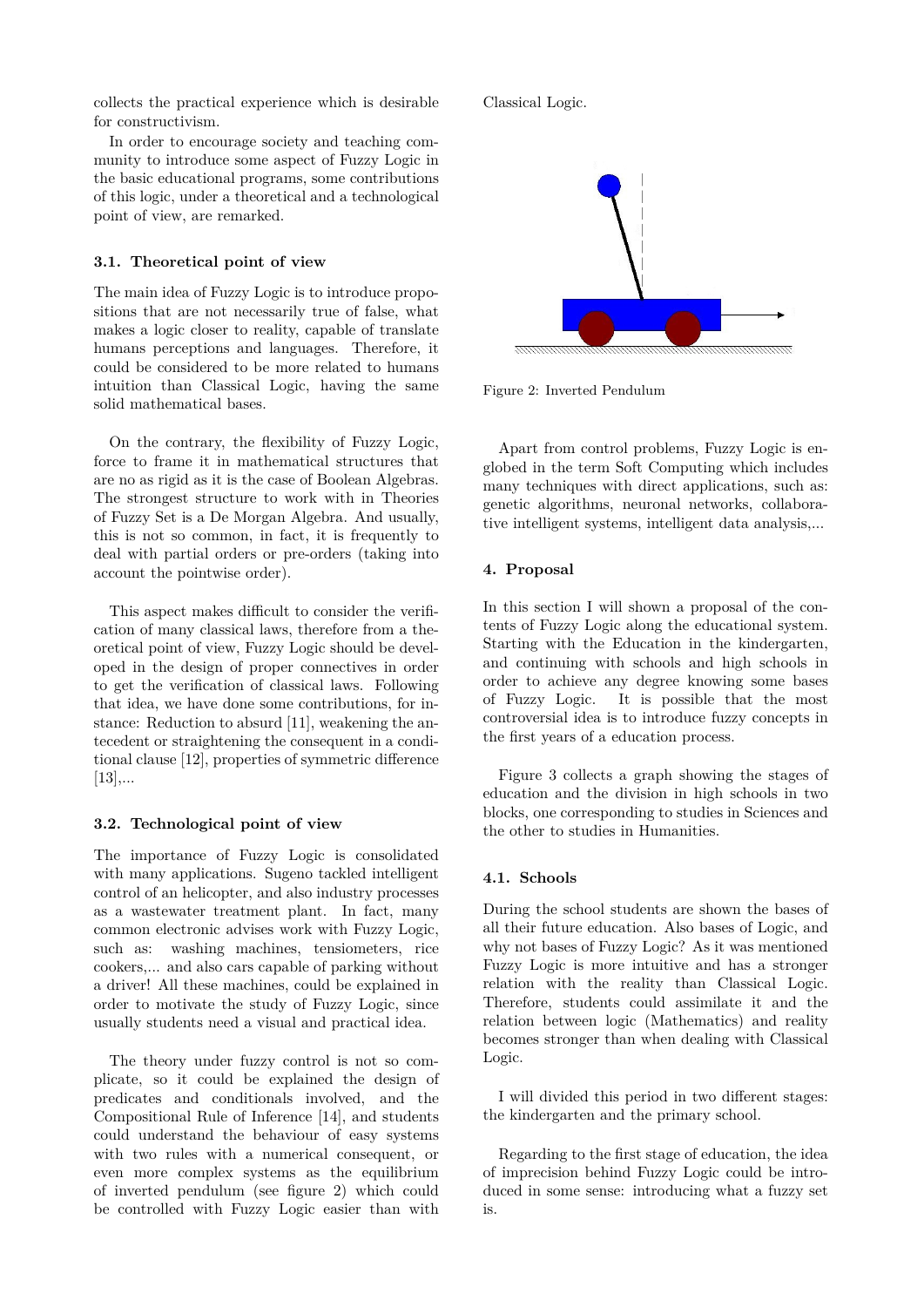collects the practical experience which is desirable for constructivism.

In order to encourage society and teaching community to introduce some aspect of Fuzzy Logic in the basic educational programs, some contributions of this logic, under a theoretical and a technological point of view, are remarked.

### 3.1. Theoretical point of view

The main idea of Fuzzy Logic is to introduce propositions that are not necessarily true of false, what makes a logic closer to reality, capable of translate humans perceptions and languages. Therefore, it could be considered to be more related to humans intuition than Classical Logic, having the same solid mathematical bases.

On the contrary, the flexibility of Fuzzy Logic, force to frame it in mathematical structures that are no as rigid as it is the case of Boolean Algebras. The strongest structure to work with in Theories of Fuzzy Set is a De Morgan Algebra. And usually, this is not so common, in fact, it is frequently to deal with partial orders or pre-orders (taking into account the pointwise order).

This aspect makes difficult to consider the verification of many classical laws, therefore from a theoretical point of view, Fuzzy Logic should be developed in the design of proper connectives in order to get the verification of classical laws. Following that idea, we have done some contributions, for instance: Reduction to absurd [11], weakening the antecedent or straightening the consequent in a conditional clause [12], properties of symmetric difference [13],...

### 3.2. Technological point of view

The importance of Fuzzy Logic is consolidated with many applications. Sugeno tackled intelligent control of an helicopter, and also industry processes as a wastewater treatment plant. In fact, many common electronic advises work with Fuzzy Logic, such as: washing machines, tensiometers, rice cookers,... and also cars capable of parking without a driver! All these machines, could be explained in order to motivate the study of Fuzzy Logic, since usually students need a visual and practical idea.

The theory under fuzzy control is not so complicate, so it could be explained the design of predicates and conditionals involved, and the Compositional Rule of Inference [14], and students could understand the behaviour of easy systems with two rules with a numerical consequent, or even more complex systems as the equilibrium of inverted pendulum (see figure 2) which could be controlled with Fuzzy Logic easier than with Classical Logic.

Figure 2: Inverted Pendulum

Apart from control problems, Fuzzy Logic is englobed in the term Soft Computing which includes many techniques with direct applications, such as: genetic algorithms, neuronal networks, collaborative intelligent systems, intelligent data analysis,...

## 4. Proposal

In this section I will shown a proposal of the contents of Fuzzy Logic along the educational system. Starting with the Education in the kindergarten, and continuing with schools and high schools in order to achieve any degree knowing some bases of Fuzzy Logic. It is possible that the most controversial idea is to introduce fuzzy concepts in the first years of a education process.

Figure 3 collects a graph showing the stages of education and the division in high schools in two blocks, one corresponding to studies in Sciences and the other to studies in Humanities.

### 4.1. Schools

During the school students are shown the bases of all their future education. Also bases of Logic, and why not bases of Fuzzy Logic? As it was mentioned Fuzzy Logic is more intuitive and has a stronger relation with the reality than Classical Logic. Therefore, students could assimilate it and the relation between logic (Mathematics) and reality becomes stronger than when dealing with Classical Logic.

I will divided this period in two different stages: the kindergarten and the primary school.

Regarding to the first stage of education, the idea of imprecision behind Fuzzy Logic could be introduced in some sense: introducing what a fuzzy set is.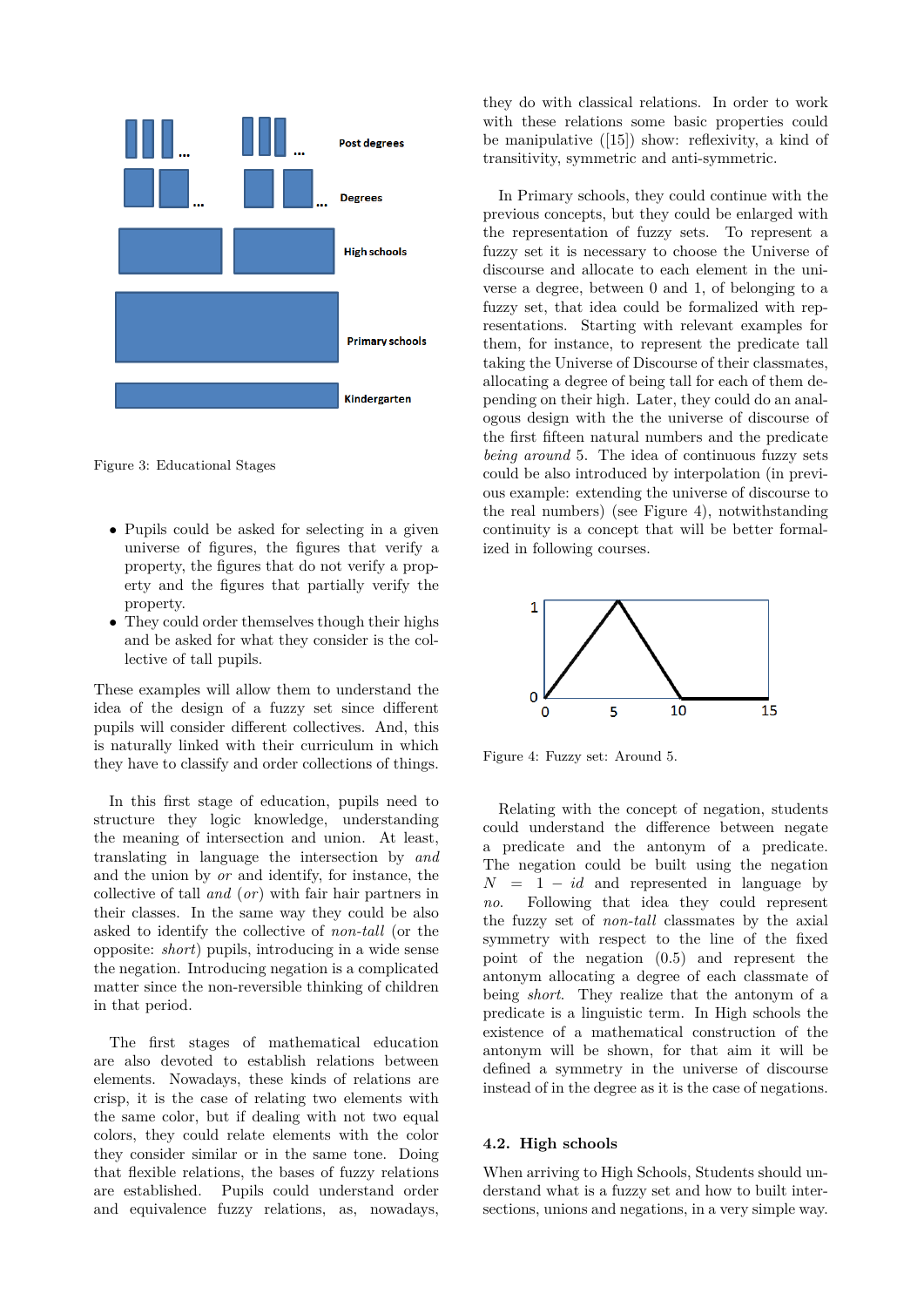Figure 3: Educational Stages

- Pupils could be asked for selecting in a given universe of figures, the figures that verify a property, the figures that do not verify a property and the figures that partially verify the property.
- They could order themselves though their highs and be asked for what they consider is the collective of tall pupils.

These examples will allow them to understand the idea of the design of a fuzzy set since different pupils will consider different collectives. And, this is naturally linked with their curriculum in which they have to classify and order collections of things.

In this first stage of education, pupils need to structure they logic knowledge, understanding the meaning of intersection and union. At least, translating in language the intersection by *and* and the union by *or* and identify, for instance, the collective of tall *and* (*or*) with fair hair partners in their classes. In the same way they could be also asked to identify the collective of *non-tall* (or the opposite: *short*) pupils, introducing in a wide sense the negation. Introducing negation is a complicated matter since the non-reversible thinking of children in that period.

The first stages of mathematical education are also devoted to establish relations between elements. Nowadays, these kinds of relations are crisp, it is the case of relating two elements with the same color, but if dealing with not two equal colors, they could relate elements with the color they consider similar or in the same tone. Doing that flexible relations, the bases of fuzzy relations are established. Pupils could understand order and equivalence fuzzy relations, as, nowadays, they do with classical relations. In order to work with these relations some basic properties could be manipulative ([15]) show: reflexivity, a kind of transitivity, symmetric and anti-symmetric.

In Primary schools, they could continue with the previous concepts, but they could be enlarged with the representation of fuzzy sets. To represent a fuzzy set it is necessary to choose the Universe of discourse and allocate to each element in the universe a degree, between 0 and 1, of belonging to a fuzzy set, that idea could be formalized with representations. Starting with relevant examples for them, for instance, to represent the predicate tall taking the Universe of Discourse of their classmates, allocating a degree of being tall for each of them depending on their high. Later, they could do an analogous design with the the universe of discourse of the first fifteen natural numbers and the predicate *being around* 5. The idea of continuous fuzzy sets could be also introduced by interpolation (in previous example: extending the universe of discourse to the real numbers) (see Figure 4), notwithstanding continuity is a concept that will be better formalized in following courses.

Figure 4: Fuzzy set: Around 5.

Relating with the concept of negation, students could understand the difference between negate a predicate and the antonym of a predicate. The negation could be built using the negation $N = 1 - id$ and represented in language by *no*. Following that idea they could represent the fuzzy set of *non-tall* classmates by the axial symmetry with respect to the line of the fixed point of the negation (0.5) and represent the antonym allocating a degree of each classmate of being *short*. They realize that the antonym of a predicate is a linguistic term. In High schools the existence of a mathematical construction of the antonym will be shown, for that aim it will be defined a symmetry in the universe of discourse instead of in the degree as it is the case of negations.

### 4.2. High schools

When arriving to High Schools, Students should understand what is a fuzzy set and how to built intersections, unions and negations, in a very simple way.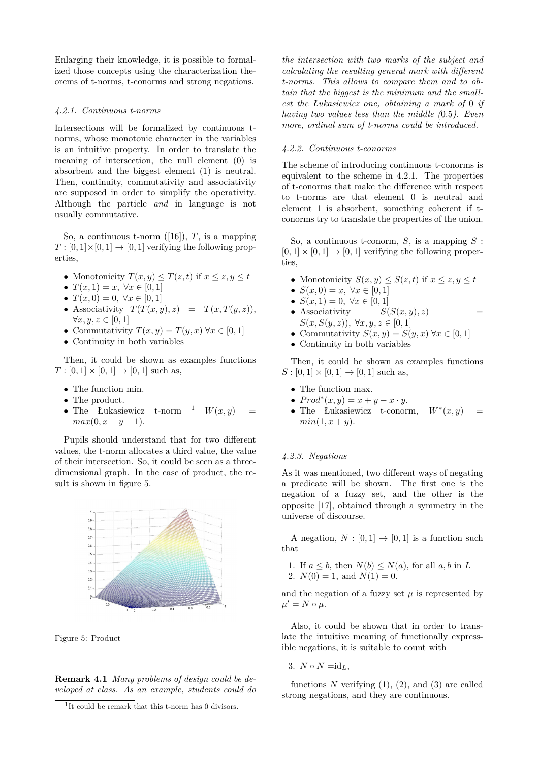Enlarging their knowledge, it is possible to formalized those concepts using the characterization theorems of t-norms, t-conorms and strong negations.

#### *4.2.1. Continuous t-norms*

Intersections will be formalized by continuous t-norms, whose monotonic character in the variables is an intuitive property. In order to translate the meaning of intersection, the null element (0) is absorbent and the biggest element (1) is neutral. Then, continuity, commutativity and associativity are supposed in order to simplify the operativity. Although the particle *and* in language is not usually commutative.

So, a continuous t-norm ([16]), $T$, is a mapping $T : [0,1] \times [0,1] \to [0,1]$ verifying the following properties,

- Monotonicity $T(x, y) \leq T(z, t)$ if $x \leq z, y \leq t$
- $T(x, 1) = x, \ \forall x \in [0,1]$
- $T(x, 0) = 0, \ \forall x \in [0,1]$
- Associativity $T(T(x, y), z) = T(x, T(y, z))$, $\forall x, y, z \in [0,1]$
- Commutativity $T(x, y) = T(y, x) \ \forall x \in [0,1]$
- Continuity in both variables

Then, it could be shown as examples functions $T : [0,1] \times [0,1] \to [0,1]$ such as,

- The function min.
- The product.
- The Łukasiewicz t-norm [1] $W(x, y) = max(0, x + y - 1)$.

Pupils should understand that for two different values, the t-norm allocates a third value, the value of their intersection. So, it could be seen as a three-dimensional graph. In the case of product, the result is shown in figure 5.

Figure 5: Product

**Remark 4.1** *Many problems of design could be developed at class. As an example, students could do the intersection with two marks of the subject and calculating the resulting general mark with different t-norms. This allows to compare them and to obtain that the biggest is the minimum and the smallest the Łukasiewicz one, obtaining a mark of 0 if having two values less than the middle (0.5). Even more, ordinal sum of t-norms could be introduced.*

[1]It could be remark that this t-norm has 0 divisors.

#### *4.2.2. Continuous t-conorms*

The scheme of introducing continuous t-conorms is equivalent to the scheme in 4.2.1. The properties of t-conorms that make the difference with respect to t-norms are that element 0 is neutral and element 1 is absorbent, something coherent if t-conorms try to translate the properties of the union.

So, a continuous t-conorm, $S$, is a mapping $S : [0,1] \times [0,1] \to [0,1]$ verifying the following properties,

- Monotonicity $S(x, y) \leq S(z, t)$ if $x \leq z, y \leq t$
- $S(x, 0) = x, \ \forall x \in [0,1]$
- $S(x, 1) = 0, \ \forall x \in [0,1]$
- Associativity $S(S(x, y), z) = S(x, S(y, z)), \ \forall x, y, z \in [0,1]$
- Commutativity $S(x, y) = S(y, x) \ \forall x \in [0,1]$
- Continuity in both variables

Then, it could be shown as examples functions $S : [0,1] \times [0,1] \to [0,1]$ such as,

- The function max.
- $Prod^*(x, y) = x + y - x \cdot y$.
- The Łukasiewicz t-conorm, $W^*(x, y) = min(1, x + y)$.

#### *4.2.3. Negations*

As it was mentioned, two different ways of negating a predicate will be shown. The first one is the negation of a fuzzy set, and the other is the opposite [17], obtained through a symmetry in the universe of discourse.

A negation, $N : [0,1] \to [0,1]$ is a function such that

1. If $a \leq b$, then $N(b) \leq N(a)$, for all $a, b$ in $L$
2. $N(0) = 1$, and $N(1) = 0$.

and the negation of a fuzzy set $\mu$ is represented by $\mu' = N \circ \mu$.

Also, it could be shown that in order to translate the intuitive meaning of functionally expressible negations, it is suitable to count with

3. $N \circ N = \mathrm{id}_L$,

functions $N$ verifying (1), (2), and (3) are called strong negations, and they are continuous.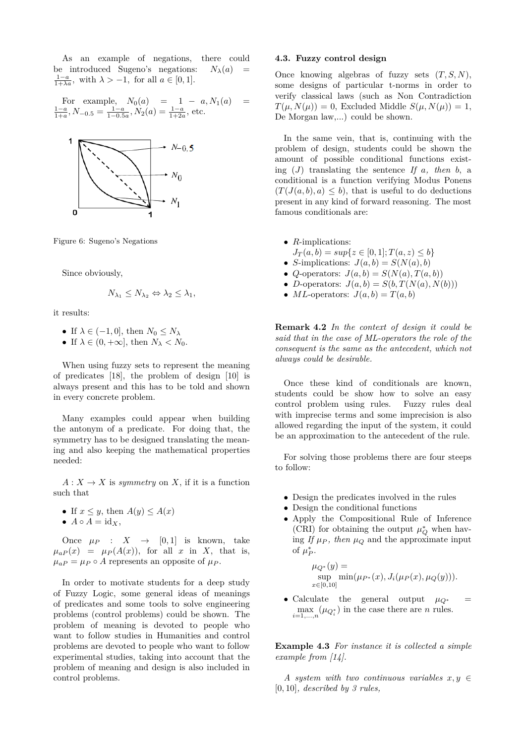As an example of negations, there could be introduced Sugeno's negations: $N_\lambda(a) = \frac{1-a}{1+\lambda a}$, with $\lambda > -1$, for all $a \in [0,1]$.

For example, $N_0(a) = 1 - a, N_1(a) = \frac{1-a}{1+a}, N_{-0.5} = \frac{1-a}{1-0.5a}, N_2(a) = \frac{1-a}{1+2a}$, etc.

Figure 6: Sugeno's Negations

Since obviously,

$$N_{\lambda_1} \leq N_{\lambda_2} \Leftrightarrow \lambda_2 \leq \lambda_1,$$

it results:

- If $\lambda \in (-1, 0]$, then $N_0 \leq N_\lambda$
- If $\lambda \in (0, +\infty]$, then $N_\lambda < N_0$.

When using fuzzy sets to represent the meaning of predicates [18], the problem of design [10] is always present and this has to be told and shown in every concrete problem.

Many examples could appear when building the antonym of a predicate. For doing that, the symmetry has to be designed translating the meaning and also keeping the mathematical properties needed:

$A : X \to X$ is *symmetry* on $X$, if it is a function such that

- If $x \leq y$, then $A(y) \leq A(x)$
- $A \circ A = \text{id}_X$,

Once $\mu_P : X \to [0,1]$ is known, take $\mu_{aP}(x) = \mu_P(A(x))$, for all $x$ in $X$, that is, $\mu_{aP} = \mu_P \circ A$ represents an opposite of $\mu_P$.

In order to motivate students for a deep study of Fuzzy Logic, some general ideas of meanings of predicates and some tools to solve engineering problems (control problems) could be shown. The problem of meaning is devoted to people who want to follow studies in Humanities and control problems are devoted to people who want to follow experimental studies, taking into account that the problem of meaning and design is also included in control problems.

### 4.3. Fuzzy control design

Once knowing algebras of fuzzy sets $(T, S, N)$, some designs of particular t-norms in order to verify classical laws (such as Non Contradiction $T(\mu, N(\mu)) = 0$, Excluded Middle $S(\mu, N(\mu)) = 1$, De Morgan law,...) could be shown.

In the same vein, that is, continuing with the problem of design, students could be shown the amount of possible conditional functions existing $(J)$ translating the sentence *If a, then b*, a conditional is a function verifying Modus Ponens $(T(J(a,b), a) \leq b)$, that is useful to do deductions present in any kind of forward reasoning. The most famous conditionals are:

- $R$-implications: $J_T(a,b) = sup\{z \in [0,1]; T(a,z) \leq b\}$
- $S$-implications: $J(a,b) = S(N(a), b)$
- $Q$-operators: $J(a,b) = S(N(a), T(a,b))$
- $D$-operators: $J(a,b) = S(b, T(N(a), N(b)))$
- $ML$-operators: $J(a,b) = T(a,b)$

**Remark 4.2** *In the context of design it could be said that in the case of ML-operators the role of the consequent is the same as the antecedent, which not always could be desirable.*

Once these kind of conditionals are known, students could be show how to solve an easy control problem using rules. Fuzzy rules deal with imprecise terms and some imprecision is also allowed regarding the input of the system, it could be an approximation to the antecedent of the rule.

For solving those problems there are four steeps to follow:

- Design the predicates involved in the rules
- Design the conditional functions
- Apply the Compositional Rule of Inference (CRI) for obtaining the output $\mu^*_Q$ when having *If* $\mu_P$*, then* $\mu_Q$ and the approximate input of $\mu^*_P$.

  $$\mu_{Q^*}(y) = \sup_{x \in [0,10]} \min(\mu_{P^*}(x), J_i(\mu_P(x), \mu_Q(y))).$$

- Calculate the general output $\mu_{Q^*} = \max_{i=1,\ldots,n}(\mu_{Q^*_i})$ in the case there are $n$ rules.

**Example 4.3** *For instance it is collected a simple example from [14].*

*A system with two continuous variables $x, y \in [0,10]$, described by 3 rules,*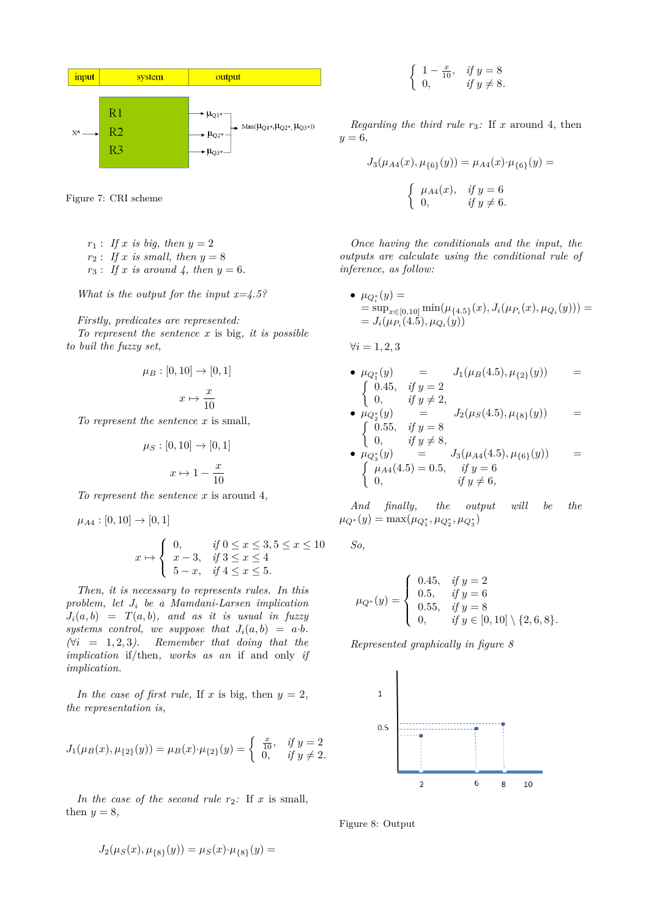Figure 7: CRI scheme

$r_1$ : *If $x$ is big, then $y = 2$*
$r_2$ : *If $x$ is small, then $y = 8$*
$r_3$ : *If $x$ is around 4, then $y = 6$.*

*What is the output for the input x=4.5?*

*Firstly, predicates are represented:*

*To represent the sentence* x is big, *it is possible to buil the fuzzy set,*

$$\mu_B : [0, 10] \rightarrow [0, 1]$$

$$x \mapsto \frac{x}{10}$$

*To represent the sentence* x is small,

$$\mu_S : [0, 10] \rightarrow [0, 1]$$

$$x \mapsto 1 - \frac{x}{10}$$

*To represent the sentence* x is around 4,

$$\mu_{A4} : [0, 10] \rightarrow [0, 1]$$

$$x \mapsto \begin{cases} 0, & \text{if } 0 \leq x \leq 3, 5 \leq x \leq 10 \\ x - 3, & \text{if } 3 \leq x \leq 4 \\ 5 - x, & \text{if } 4 \leq x \leq 5. \end{cases}$$

*Then, it is necessary to represents rules. In this problem, let $J_i$ be a Mamdani-Larsen implication $J_i(a, b) = T(a, b)$, and as it is usual in fuzzy systems control, we suppose that $J_i(a, b) = a{\cdot}b$. ($\forall i = 1, 2, 3$). Remember that doing that the implication* if/then, *works as an* if and only if *implication.*

*In the case of first rule,* If x is big, then $y = 2$, *the representation is,*

$$J_1(\mu_B(x), \mu_{\{2\}}(y)) = \mu_B(x){\cdot}\mu_{\{2\}}(y) = \begin{cases} \frac{x}{10}, & \text{if } y = 2 \\ 0, & \text{if } y \neq 2. \end{cases}$$

*In the case of the second rule $r_2$:* If x is small, then $y = 8$,

$$J_2(\mu_S(x), \mu_{\{8\}}(y)) = \mu_S(x){\cdot}\mu_{\{8\}}(y) = \begin{cases} 1 - \frac{x}{10}, & \text{if } y = 8 \\ 0, & \text{if } y \neq 8. \end{cases}$$

*Regarding the third rule $r_3$:* If x around 4, then $y = 6$,

$$J_3(\mu_{A4}(x), \mu_{\{6\}}(y)) = \mu_{A4}(x){\cdot}\mu_{\{6\}}(y) = \begin{cases} \mu_{A4}(x), & \text{if } y = 6 \\ 0, & \text{if } y \neq 6. \end{cases}$$

*Once having the conditionals and the input, the outputs are calculate using the conditional rule of inference, as follow:*

- $\mu_{Q_i^*}(y) = = \sup_{x\in[0,10]} \min(\mu_{\{4.5\}}(x), J_i(\mu_{P_i}(x), \mu_{Q_i}(y))) = = J_i(\mu_{P_i}(4.5), \mu_{Q_i}(y))$

$\forall i = 1, 2, 3$

- $\mu_{Q_1^*}(y) = J_1(\mu_B(4.5), \mu_{\{2\}}(y)) = \begin{cases} 0.45, & \text{if } y = 2 \\ 0, & \text{if } y \neq 2, \end{cases}$
- $\mu_{Q_2^*}(y) = J_2(\mu_S(4.5), \mu_{\{8\}}(y)) = \begin{cases} 0.55, & \text{if } y = 8 \\ 0, & \text{if } y \neq 8, \end{cases}$
- $\mu_{Q_3^*}(y) = J_3(\mu_{A4}(4.5), \mu_{\{6\}}(y)) = \begin{cases} \mu_{A4}(4.5) = 0.5, & \text{if } y = 6 \\ 0, & \text{if } y \neq 6, \end{cases}$

*And finally, the output will be the* $\mu_{Q^*}(y) = \max(\mu_{Q_1^*}, \mu_{Q_2^*}, \mu_{Q_3^*})$

*So,*

$$\mu_{Q^*}(y) = \begin{cases} 0.45, & \text{if } y = 2 \\ 0.5, & \text{if } y = 6 \\ 0.55, & \text{if } y = 8 \\ 0, & \text{if } y \in [0, 10] \setminus \{2, 6, 8\}. \end{cases}$$

*Represented graphically in figure 8*

Figure 8: Output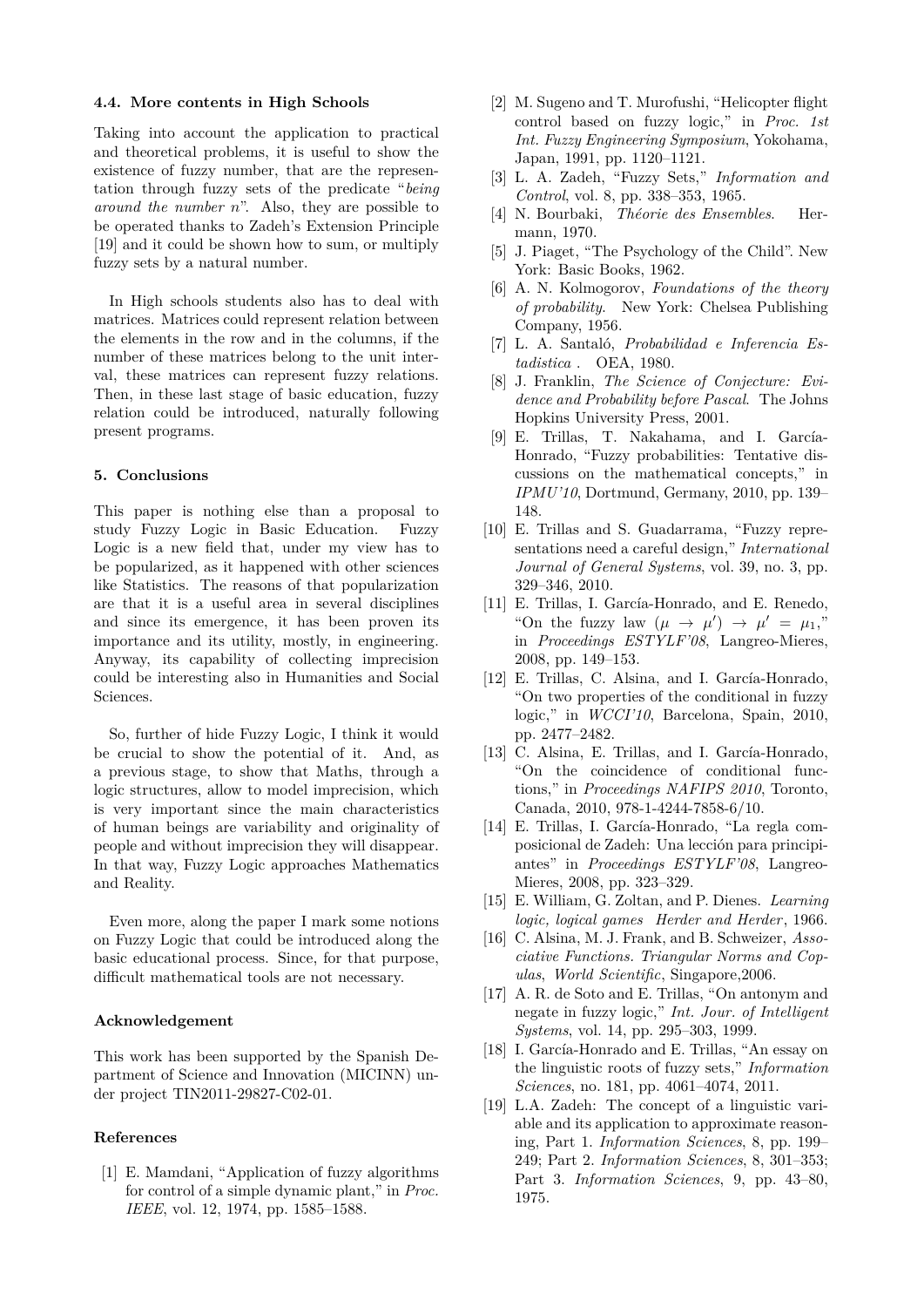### 4.4. More contents in High Schools

Taking into account the application to practical and theoretical problems, it is useful to show the existence of fuzzy number, that are the representation through fuzzy sets of the predicate "*being around the number n*". Also, they are possible to be operated thanks to Zadeh's Extension Principle [19] and it could be shown how to sum, or multiply fuzzy sets by a natural number.

In High schools students also has to deal with matrices. Matrices could represent relation between the elements in the row and in the columns, if the number of these matrices belong to the unit interval, these matrices can represent fuzzy relations. Then, in these last stage of basic education, fuzzy relation could be introduced, naturally following present programs.

## 5. Conclusions

This paper is nothing else than a proposal to study Fuzzy Logic in Basic Education. Fuzzy Logic is a new field that, under my view has to be popularized, as it happened with other sciences like Statistics. The reasons of that popularization are that it is a useful area in several disciplines and since its emergence, it has been proven its importance and its utility, mostly, in engineering. Anyway, its capability of collecting imprecision could be interesting also in Humanities and Social Sciences.

So, further of hide Fuzzy Logic, I think it would be crucial to show the potential of it. And, as a previous stage, to show that Maths, through a logic structures, allow to model imprecision, which is very important since the main characteristics of human beings are variability and originality of people and without imprecision they will disappear. In that way, Fuzzy Logic approaches Mathematics and Reality.

Even more, along the paper I mark some notions on Fuzzy Logic that could be introduced along the basic educational process. Since, for that purpose, difficult mathematical tools are not necessary.

### Acknowledgement

This work has been supported by the Spanish Department of Science and Innovation (MICINN) under project TIN2011-29827-C02-01.

### References

[1] E. Mamdani, "Application of fuzzy algorithms for control of a simple dynamic plant," in *Proc. IEEE*, vol. 12, 1974, pp. 1585–1588.

[2] M. Sugeno and T. Murofushi, "Helicopter flight control based on fuzzy logic," in *Proc. 1st Int. Fuzzy Engineering Symposium*, Yokohama, Japan, 1991, pp. 1120–1121.

[3] L. A. Zadeh, "Fuzzy Sets," *Information and Control*, vol. 8, pp. 338–353, 1965.

[4] N. Bourbaki, *Théorie des Ensembles*. Hermann, 1970.

[5] J. Piaget, "The Psychology of the Child". New York: Basic Books, 1962.

[6] A. N. Kolmogorov, *Foundations of the theory of probability*. New York: Chelsea Publishing Company, 1956.

[7] L. A. Santaló, *Probabilidad e Inferencia Estadística* . OEA, 1980.

[8] J. Franklin, *The Science of Conjecture: Evidence and Probability before Pascal*. The Johns Hopkins University Press, 2001.

[9] E. Trillas, T. Nakahama, and I. García-Honrado, "Fuzzy probabilities: Tentative discussions on the mathematical concepts," in *IPMU'10*, Dortmund, Germany, 2010, pp. 139–148.

[10] E. Trillas and S. Guadarrama, "Fuzzy representations need a careful design," *International Journal of General Systems*, vol. 39, no. 3, pp. 329–346, 2010.

[11] E. Trillas, I. García-Honrado, and E. Renedo, "On the fuzzy law $(\mu \rightarrow \mu') \rightarrow \mu' = \mu_1$," in *Proceedings ESTYLF'08*, Langreo-Mieres, 2008, pp. 149–153.

[12] E. Trillas, C. Alsina, and I. García-Honrado, "On two properties of the conditional in fuzzy logic," in *WCCI'10*, Barcelona, Spain, 2010, pp. 2477–2482.

[13] C. Alsina, E. Trillas, and I. García-Honrado, "On the coincidence of conditional functions," in *Proceedings NAFIPS 2010*, Toronto, Canada, 2010, 978-1-4244-7858-6/10.

[14] E. Trillas, I. García-Honrado, "La regla composicional de Zadeh: Una lección para principiantes" in *Proceedings ESTYLF'08*, Langreo-Mieres, 2008, pp. 323–329.

[15] E. William, G. Zoltan, and P. Dienes. *Learning logic, logical games Herder and Herder*, 1966.

[16] C. Alsina, M. J. Frank, and B. Schweizer, *Associative Functions. Triangular Norms and Copulas*, *World Scientific*, Singapore,2006.

[17] A. R. de Soto and E. Trillas, "On antonym and negate in fuzzy logic," *Int. Jour. of Intelligent Systems*, vol. 14, pp. 295–303, 1999.

[18] I. García-Honrado and E. Trillas, "An essay on the linguistic roots of fuzzy sets," *Information Sciences*, no. 181, pp. 4061–4074, 2011.

[19] L.A. Zadeh: The concept of a linguistic variable and its application to approximate reasoning, Part 1. *Information Sciences*, 8, pp. 199–249; Part 2. *Information Sciences*, 8, 301–353; Part 3. *Information Sciences*, 9, pp. 43–80, 1975.